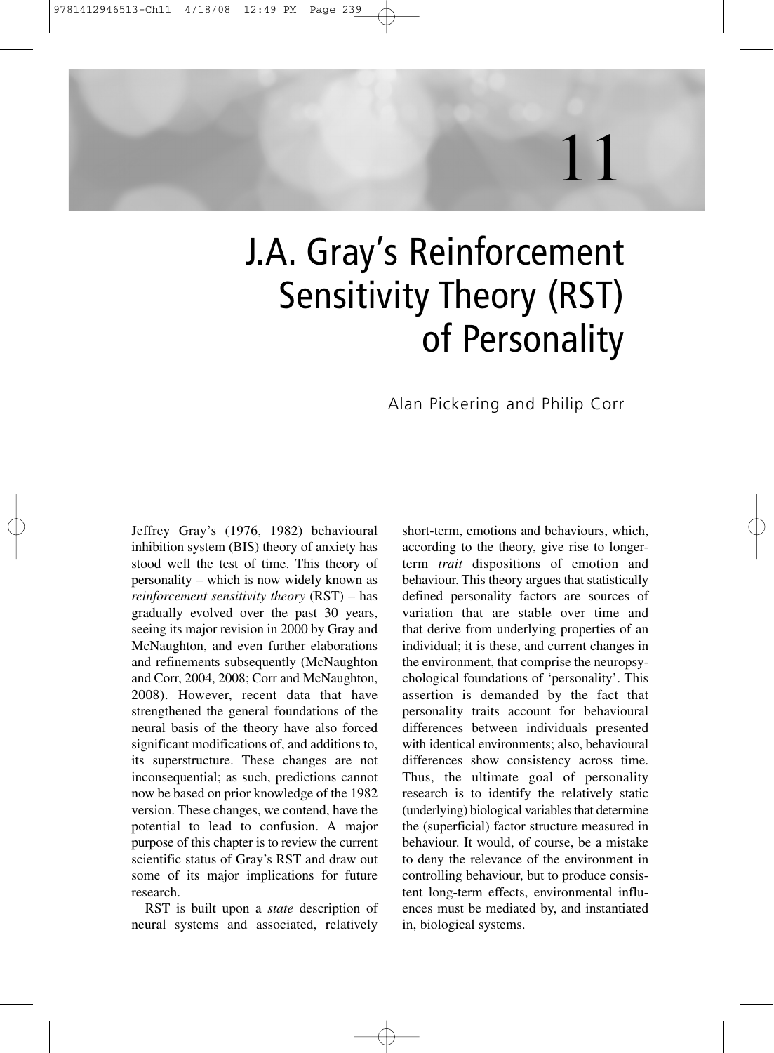# 11

# J.A. Gray's Reinforcement Sensitivity Theory (RST) of Personality

Alan Pickering and Philip Corr

Jeffrey Gray's (1976, 1982) behavioural inhibition system (BIS) theory of anxiety has stood well the test of time. This theory of personality – which is now widely known as *reinforcement sensitivity theory* (RST) – has gradually evolved over the past 30 years, seeing its major revision in 2000 by Gray and McNaughton, and even further elaborations and refinements subsequently (McNaughton and Corr, 2004, 2008; Corr and McNaughton, 2008). However, recent data that have strengthened the general foundations of the neural basis of the theory have also forced significant modifications of, and additions to, its superstructure. These changes are not inconsequential; as such, predictions cannot now be based on prior knowledge of the 1982 version. These changes, we contend, have the potential to lead to confusion. A major purpose of this chapter is to review the current scientific status of Gray's RST and draw out some of its major implications for future research.

RST is built upon a *state* description of neural systems and associated, relatively short-term, emotions and behaviours, which, according to the theory, give rise to longer-term *trait* dispositions of emotion and behaviour. This theory argues that statistically defined personality factors are sources of variation that are stable over time and that derive from underlying properties of an individual; it is these, and current changes in the environment, that comprise the neuropsychological foundations of 'personality'. This assertion is demanded by the fact that personality traits account for behavioural differences between individuals presented with identical environments; also, behavioural differences show consistency across time. Thus, the ultimate goal of personality research is to identify the relatively static (underlying) biological variables that determine the (superficial) factor structure measured in behaviour. It would, of course, be a mistake to deny the relevance of the environment in controlling behaviour, but to produce consistent long-term effects, environmental influences must be mediated by, and instantiated in, biological systems.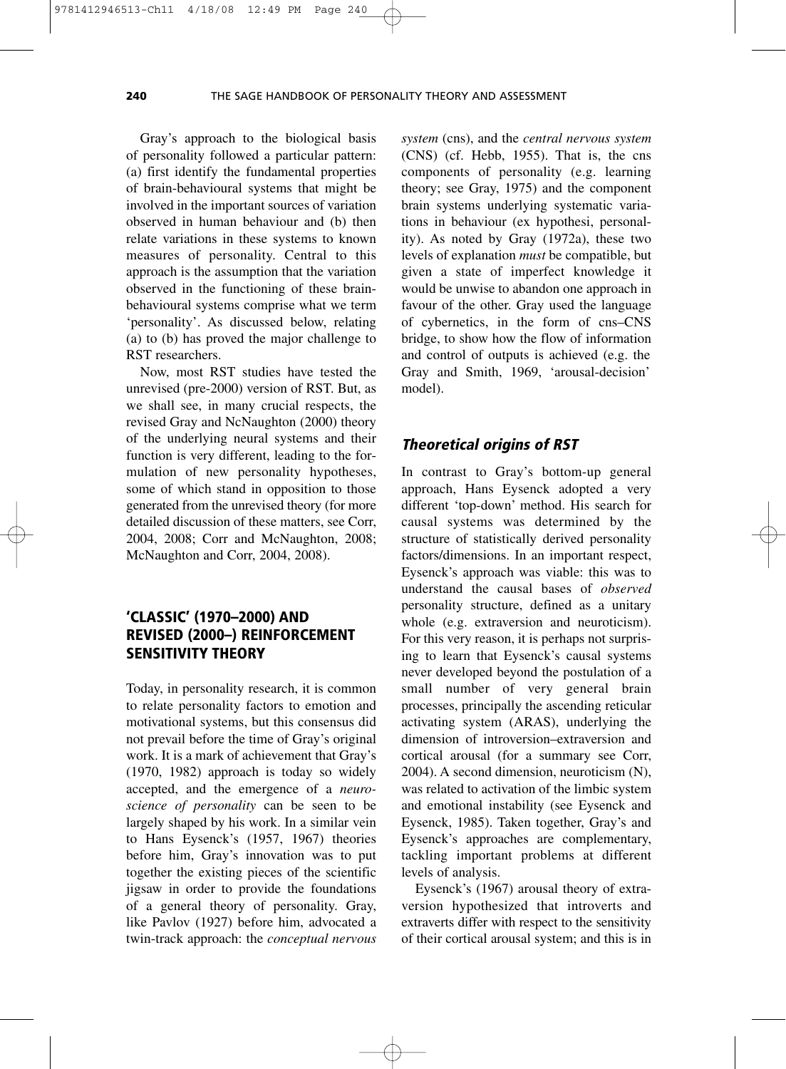Gray's approach to the biological basis of personality followed a particular pattern: (a) first identify the fundamental properties of brain-behavioural systems that might be involved in the important sources of variation observed in human behaviour and (b) then relate variations in these systems to known measures of personality. Central to this approach is the assumption that the variation observed in the functioning of these brain-behavioural systems comprise what we term 'personality'. As discussed below, relating (a) to (b) has proved the major challenge to RST researchers.

Now, most RST studies have tested the unrevised (pre-2000) version of RST. But, as we shall see, in many crucial respects, the revised Gray and NcNaughton (2000) theory of the underlying neural systems and their function is very different, leading to the formulation of new personality hypotheses, some of which stand in opposition to those generated from the unrevised theory (for more detailed discussion of these matters, see Corr, 2004, 2008; Corr and McNaughton, 2008; McNaughton and Corr, 2004, 2008).

## 'CLASSIC' (1970–2000) AND REVISED (2000–) REINFORCEMENT SENSITIVITY THEORY

Today, in personality research, it is common to relate personality factors to emotion and motivational systems, but this consensus did not prevail before the time of Gray's original work. It is a mark of achievement that Gray's (1970, 1982) approach is today so widely accepted, and the emergence of a *neuroscience of personality* can be seen to be largely shaped by his work. In a similar vein to Hans Eysenck's (1957, 1967) theories before him, Gray's innovation was to put together the existing pieces of the scientific jigsaw in order to provide the foundations of a general theory of personality. Gray, like Pavlov (1927) before him, advocated a twin-track approach: the *conceptual nervous system* (cns), and the *central nervous system* (CNS) (cf. Hebb, 1955). That is, the cns components of personality (e.g. learning theory; see Gray, 1975) and the component brain systems underlying systematic variations in behaviour (ex hypothesi, personality). As noted by Gray (1972a), these two levels of explanation *must* be compatible, but given a state of imperfect knowledge it would be unwise to abandon one approach in favour of the other. Gray used the language of cybernetics, in the form of cns–CNS bridge, to show how the flow of information and control of outputs is achieved (e.g. the Gray and Smith, 1969, 'arousal-decision' model).

### *Theoretical origins of RST*

In contrast to Gray's bottom-up general approach, Hans Eysenck adopted a very different 'top-down' method. His search for causal systems was determined by the structure of statistically derived personality factors/dimensions. In an important respect, Eysenck's approach was viable: this was to understand the causal bases of *observed* personality structure, defined as a unitary whole (e.g. extraversion and neuroticism). For this very reason, it is perhaps not surprising to learn that Eysenck's causal systems never developed beyond the postulation of a small number of very general brain processes, principally the ascending reticular activating system (ARAS), underlying the dimension of introversion–extraversion and cortical arousal (for a summary see Corr, 2004). A second dimension, neuroticism (N), was related to activation of the limbic system and emotional instability (see Eysenck and Eysenck, 1985). Taken together, Gray's and Eysenck's approaches are complementary, tackling important problems at different levels of analysis.

Eysenck's (1967) arousal theory of extraversion hypothesized that introverts and extraverts differ with respect to the sensitivity of their cortical arousal system; and this is in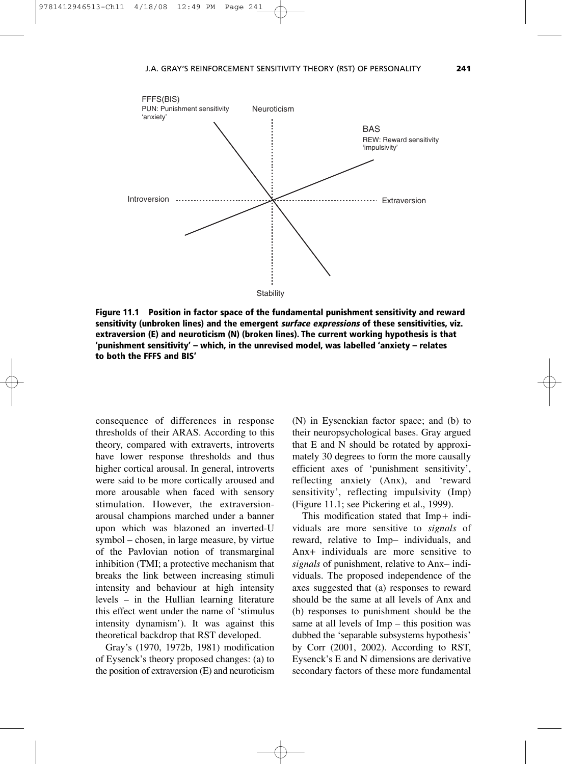FFFS(BIS)
PUN: Punishment sensitivity
'anxiety'

Neuroticism

BAS
REW: Reward sensitivity
'impulsivity'

Introversion

Extraversion

Stability

**Figure 11.1 Position in factor space of the fundamental punishment sensitivity and reward sensitivity (unbroken lines) and the emergent *surface expressions* of these sensitivities, viz. extraversion (E) and neuroticism (N) (broken lines). The current working hypothesis is that 'punishment sensitivity' – which, in the unrevised model, was labelled 'anxiety – relates to both the FFFS and BIS'**

consequence of differences in response thresholds of their ARAS. According to this theory, compared with extraverts, introverts have lower response thresholds and thus higher cortical arousal. In general, introverts were said to be more cortically aroused and more arousable when faced with sensory stimulation. However, the extraversion-arousal champions marched under a banner upon which was blazoned an inverted-U symbol – chosen, in large measure, by virtue of the Pavlovian notion of transmarginal inhibition (TMI; a protective mechanism that breaks the link between increasing stimuli intensity and behaviour at high intensity levels – in the Hullian learning literature this effect went under the name of 'stimulus intensity dynamism'). It was against this theoretical backdrop that RST developed.

Gray's (1970, 1972b, 1981) modification of Eysenck's theory proposed changes: (a) to the position of extraversion (E) and neuroticism (N) in Eysenckian factor space; and (b) to their neuropsychological bases. Gray argued that E and N should be rotated by approximately 30 degrees to form the more causally efficient axes of 'punishment sensitivity', reflecting anxiety (Anx), and 'reward sensitivity', reflecting impulsivity (Imp) (Figure 11.1; see Pickering et al., 1999).

This modification stated that Imp+ individuals are more sensitive to *signals* of reward, relative to Imp– individuals, and Anx+ individuals are more sensitive to *signals* of punishment, relative to Anx– individuals. The proposed independence of the axes suggested that (a) responses to reward should be the same at all levels of Anx and (b) responses to punishment should be the same at all levels of Imp – this position was dubbed the 'separable subsystems hypothesis' by Corr (2001, 2002). According to RST, Eysenck's E and N dimensions are derivative secondary factors of these more fundamental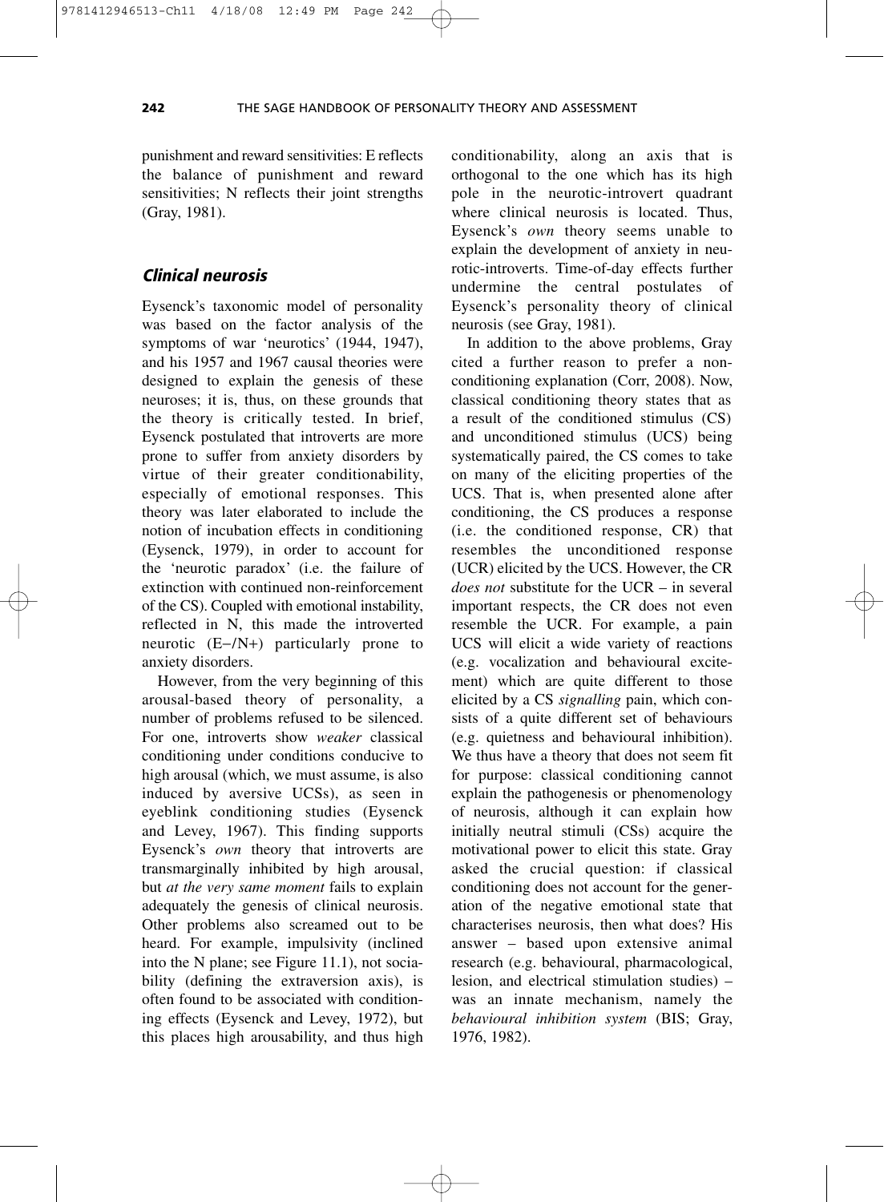punishment and reward sensitivities: E reflects the balance of punishment and reward sensitivities; N reflects their joint strengths (Gray, 1981).

### *Clinical neurosis*

Eysenck's taxonomic model of personality was based on the factor analysis of the symptoms of war 'neurotics' (1944, 1947), and his 1957 and 1967 causal theories were designed to explain the genesis of these neuroses; it is, thus, on these grounds that the theory is critically tested. In brief, Eysenck postulated that introverts are more prone to suffer from anxiety disorders by virtue of their greater conditionability, especially of emotional responses. This theory was later elaborated to include the notion of incubation effects in conditioning (Eysenck, 1979), in order to account for the 'neurotic paradox' (i.e. the failure of extinction with continued non-reinforcement of the CS). Coupled with emotional instability, reflected in N, this made the introverted neurotic (E−/N+) particularly prone to anxiety disorders.

However, from the very beginning of this arousal-based theory of personality, a number of problems refused to be silenced. For one, introverts show *weaker* classical conditioning under conditions conducive to high arousal (which, we must assume, is also induced by aversive UCSs), as seen in eyeblink conditioning studies (Eysenck and Levey, 1967). This finding supports Eysenck's *own* theory that introverts are transmarginally inhibited by high arousal, but *at the very same moment* fails to explain adequately the genesis of clinical neurosis. Other problems also screamed out to be heard. For example, impulsivity (inclined into the N plane; see Figure 11.1), not sociability (defining the extraversion axis), is often found to be associated with conditioning effects (Eysenck and Levey, 1972), but this places high arousability, and thus high conditionability, along an axis that is orthogonal to the one which has its high pole in the neurotic-introvert quadrant where clinical neurosis is located. Thus, Eysenck's *own* theory seems unable to explain the development of anxiety in neurotic-introverts. Time-of-day effects further undermine the central postulates of Eysenck's personality theory of clinical neurosis (see Gray, 1981).

In addition to the above problems, Gray cited a further reason to prefer a non-conditioning explanation (Corr, 2008). Now, classical conditioning theory states that as a result of the conditioned stimulus (CS) and unconditioned stimulus (UCS) being systematically paired, the CS comes to take on many of the eliciting properties of the UCS. That is, when presented alone after conditioning, the CS produces a response (i.e. the conditioned response, CR) that resembles the unconditioned response (UCR) elicited by the UCS. However, the CR *does not* substitute for the UCR – in several important respects, the CR does not even resemble the UCR. For example, a pain UCS will elicit a wide variety of reactions (e.g. vocalization and behavioural excitement) which are quite different to those elicited by a CS *signalling* pain, which consists of a quite different set of behaviours (e.g. quietness and behavioural inhibition). We thus have a theory that does not seem fit for purpose: classical conditioning cannot explain the pathogenesis or phenomenology of neurosis, although it can explain how initially neutral stimuli (CSs) acquire the motivational power to elicit this state. Gray asked the crucial question: if classical conditioning does not account for the generation of the negative emotional state that characterises neurosis, then what does? His answer – based upon extensive animal research (e.g. behavioural, pharmacological, lesion, and electrical stimulation studies) – was an innate mechanism, namely the *behavioural inhibition system* (BIS; Gray, 1976, 1982).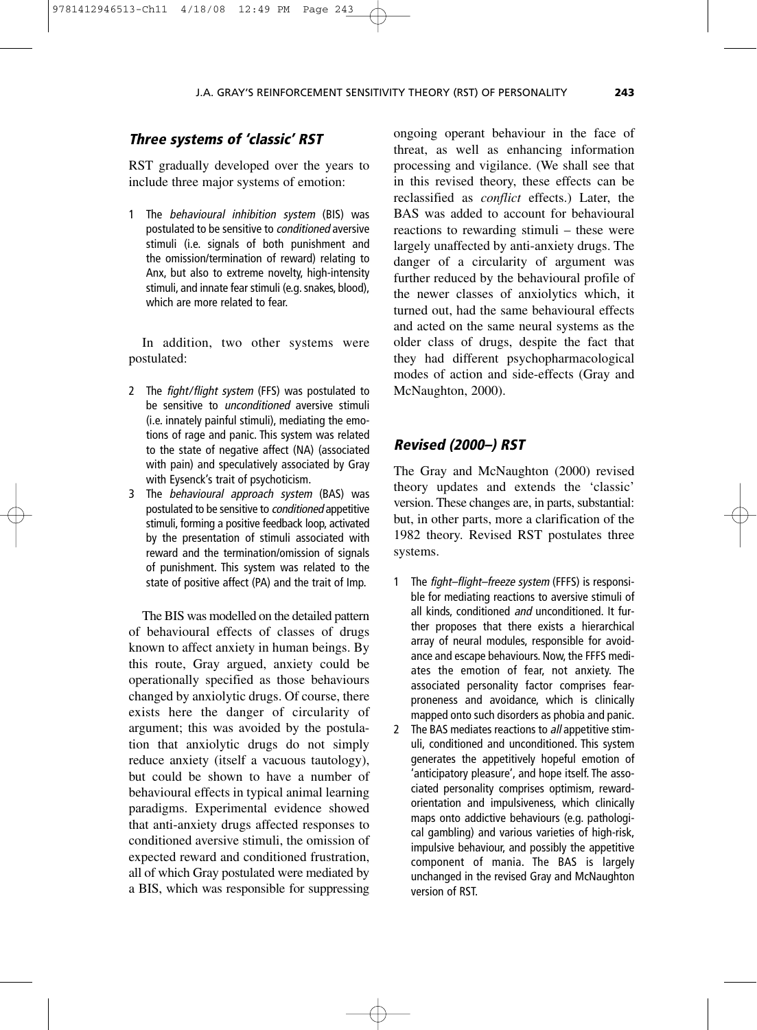### *Three systems of 'classic' RST*

RST gradually developed over the years to include three major systems of emotion:

1. The *behavioural inhibition system* (BIS) was postulated to be sensitive to *conditioned* aversive stimuli (i.e. signals of both punishment and the omission/termination of reward) relating to Anx, but also to extreme novelty, high-intensity stimuli, and innate fear stimuli (e.g. snakes, blood), which are more related to fear.

In addition, two other systems were postulated:

2. The *fight/flight system* (FFS) was postulated to be sensitive to *unconditioned* aversive stimuli (i.e. innately painful stimuli), mediating the emotions of rage and panic. This system was related to the state of negative affect (NA) (associated with pain) and speculatively associated by Gray with Eysenck's trait of psychoticism.
3. The *behavioural approach system* (BAS) was postulated to be sensitive to *conditioned* appetitive stimuli, forming a positive feedback loop, activated by the presentation of stimuli associated with reward and the termination/omission of signals of punishment. This system was related to the state of positive affect (PA) and the trait of Imp.

The BIS was modelled on the detailed pattern of behavioural effects of classes of drugs known to affect anxiety in human beings. By this route, Gray argued, anxiety could be operationally specified as those behaviours changed by anxiolytic drugs. Of course, there exists here the danger of circularity of argument; this was avoided by the postulation that anxiolytic drugs do not simply reduce anxiety (itself a vacuous tautology), but could be shown to have a number of behavioural effects in typical animal learning paradigms. Experimental evidence showed that anti-anxiety drugs affected responses to conditioned aversive stimuli, the omission of expected reward and conditioned frustration, all of which Gray postulated were mediated by a BIS, which was responsible for suppressing ongoing operant behaviour in the face of threat, as well as enhancing information processing and vigilance. (We shall see that in this revised theory, these effects can be reclassified as *conflict* effects.) Later, the BAS was added to account for behavioural reactions to rewarding stimuli – these were largely unaffected by anti-anxiety drugs. The danger of a circularity of argument was further reduced by the behavioural profile of the newer classes of anxiolytics which, it turned out, had the same behavioural effects and acted on the same neural systems as the older class of drugs, despite the fact that they had different psychopharmacological modes of action and side-effects (Gray and McNaughton, 2000).

### *Revised (2000–) RST*

The Gray and McNaughton (2000) revised theory updates and extends the 'classic' version. These changes are, in parts, substantial: but, in other parts, more a clarification of the 1982 theory. Revised RST postulates three systems.

1. The *fight–flight–freeze system* (FFFS) is responsible for mediating reactions to aversive stimuli of all kinds, conditioned *and* unconditioned. It further proposes that there exists a hierarchical array of neural modules, responsible for avoidance and escape behaviours. Now, the FFFS mediates the emotion of fear, not anxiety. The associated personality factor comprises fear-proneness and avoidance, which is clinically mapped onto such disorders as phobia and panic.
2. The BAS mediates reactions to *all* appetitive stimuli, conditioned and unconditioned. This system generates the appetitively hopeful emotion of 'anticipatory pleasure', and hope itself. The associated personality comprises optimism, reward-orientation and impulsiveness, which clinically maps onto addictive behaviours (e.g. pathological gambling) and various varieties of high-risk, impulsive behaviour, and possibly the appetitive component of mania. The BAS is largely unchanged in the revised Gray and McNaughton version of RST.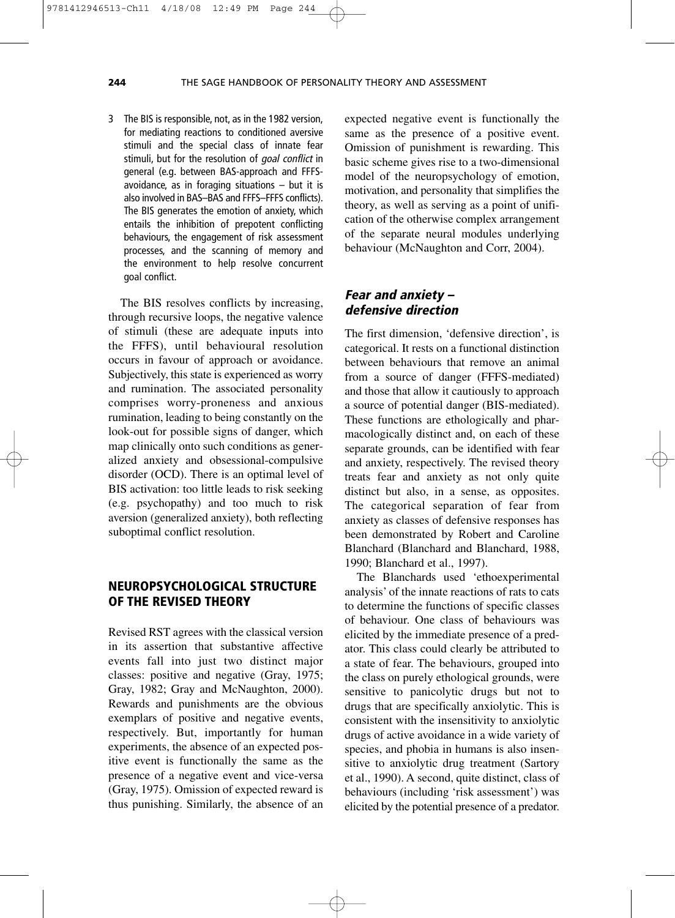3 The BIS is responsible, not, as in the 1982 version, for mediating reactions to conditioned aversive stimuli and the special class of innate fear stimuli, but for the resolution of *goal conflict* in general (e.g. between BAS-approach and FFFS-avoidance, as in foraging situations – but it is also involved in BAS–BAS and FFFS–FFFS conflicts). The BIS generates the emotion of anxiety, which entails the inhibition of prepotent conflicting behaviours, the engagement of risk assessment processes, and the scanning of memory and the environment to help resolve concurrent goal conflict.

The BIS resolves conflicts by increasing, through recursive loops, the negative valence of stimuli (these are adequate inputs into the FFFS), until behavioural resolution occurs in favour of approach or avoidance. Subjectively, this state is experienced as worry and rumination. The associated personality comprises worry-proneness and anxious rumination, leading to being constantly on the look-out for possible signs of danger, which map clinically onto such conditions as generalized anxiety and obsessional-compulsive disorder (OCD). There is an optimal level of BIS activation: too little leads to risk seeking (e.g. psychopathy) and too much to risk aversion (generalized anxiety), both reflecting suboptimal conflict resolution.

## NEUROPSYCHOLOGICAL STRUCTURE OF THE REVISED THEORY

Revised RST agrees with the classical version in its assertion that substantive affective events fall into just two distinct major classes: positive and negative (Gray, 1975; Gray, 1982; Gray and McNaughton, 2000). Rewards and punishments are the obvious exemplars of positive and negative events, respectively. But, importantly for human experiments, the absence of an expected positive event is functionally the same as the presence of a negative event and vice-versa (Gray, 1975). Omission of expected reward is thus punishing. Similarly, the absence of an expected negative event is functionally the same as the presence of a positive event. Omission of punishment is rewarding. This basic scheme gives rise to a two-dimensional model of the neuropsychology of emotion, motivation, and personality that simplifies the theory, as well as serving as a point of unification of the otherwise complex arrangement of the separate neural modules underlying behaviour (McNaughton and Corr, 2004).

### *Fear and anxiety – defensive direction*

The first dimension, 'defensive direction', is categorical. It rests on a functional distinction between behaviours that remove an animal from a source of danger (FFFS-mediated) and those that allow it cautiously to approach a source of potential danger (BIS-mediated). These functions are ethologically and pharmacologically distinct and, on each of these separate grounds, can be identified with fear and anxiety, respectively. The revised theory treats fear and anxiety as not only quite distinct but also, in a sense, as opposites. The categorical separation of fear from anxiety as classes of defensive responses has been demonstrated by Robert and Caroline Blanchard (Blanchard and Blanchard, 1988, 1990; Blanchard et al., 1997).

The Blanchards used 'ethoexperimental analysis' of the innate reactions of rats to cats to determine the functions of specific classes of behaviour. One class of behaviours was elicited by the immediate presence of a predator. This class could clearly be attributed to a state of fear. The behaviours, grouped into the class on purely ethological grounds, were sensitive to panicolytic drugs but not to drugs that are specifically anxiolytic. This is consistent with the insensitivity to anxiolytic drugs of active avoidance in a wide variety of species, and phobia in humans is also insensitive to anxiolytic drug treatment (Sartory et al., 1990). A second, quite distinct, class of behaviours (including 'risk assessment') was elicited by the potential presence of a predator.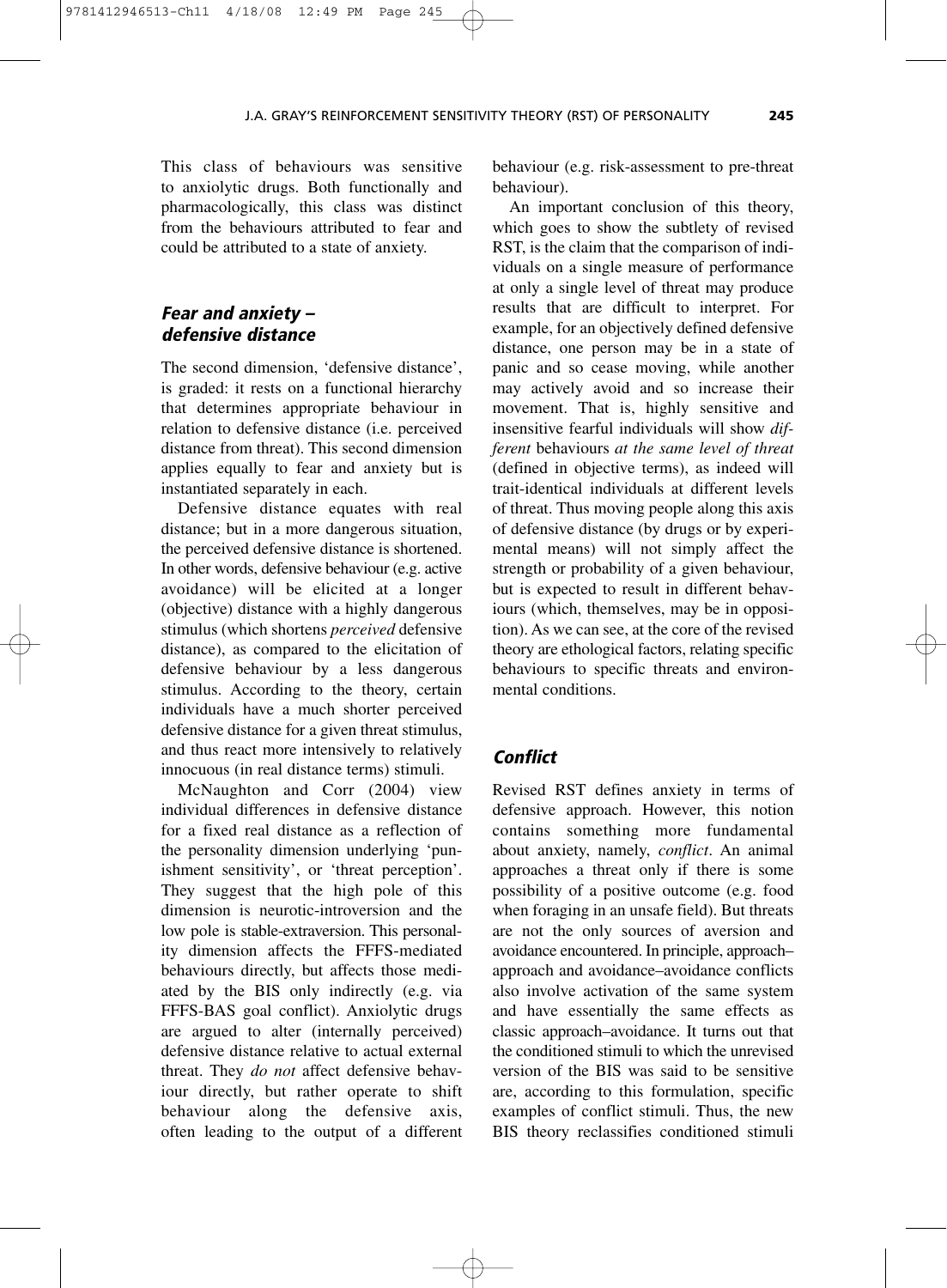This class of behaviours was sensitive to anxiolytic drugs. Both functionally and pharmacologically, this class was distinct from the behaviours attributed to fear and could be attributed to a state of anxiety.

### *Fear and anxiety – defensive distance*

The second dimension, 'defensive distance', is graded: it rests on a functional hierarchy that determines appropriate behaviour in relation to defensive distance (i.e. perceived distance from threat). This second dimension applies equally to fear and anxiety but is instantiated separately in each.

Defensive distance equates with real distance; but in a more dangerous situation, the perceived defensive distance is shortened. In other words, defensive behaviour (e.g. active avoidance) will be elicited at a longer (objective) distance with a highly dangerous stimulus (which shortens *perceived* defensive distance), as compared to the elicitation of defensive behaviour by a less dangerous stimulus. According to the theory, certain individuals have a much shorter perceived defensive distance for a given threat stimulus, and thus react more intensively to relatively innocuous (in real distance terms) stimuli.

McNaughton and Corr (2004) view individual differences in defensive distance for a fixed real distance as a reflection of the personality dimension underlying 'punishment sensitivity', or 'threat perception'. They suggest that the high pole of this dimension is neurotic-introversion and the low pole is stable-extraversion. This personality dimension affects the FFFS-mediated behaviours directly, but affects those mediated by the BIS only indirectly (e.g. via FFFS-BAS goal conflict). Anxiolytic drugs are argued to alter (internally perceived) defensive distance relative to actual external threat. They *do not* affect defensive behaviour directly, but rather operate to shift behaviour along the defensive axis, often leading to the output of a different behaviour (e.g. risk-assessment to pre-threat behaviour).

An important conclusion of this theory, which goes to show the subtlety of revised RST, is the claim that the comparison of individuals on a single measure of performance at only a single level of threat may produce results that are difficult to interpret. For example, for an objectively defined defensive distance, one person may be in a state of panic and so cease moving, while another may actively avoid and so increase their movement. That is, highly sensitive and insensitive fearful individuals will show *different* behaviours *at the same level of threat* (defined in objective terms), as indeed will trait-identical individuals at different levels of threat. Thus moving people along this axis of defensive distance (by drugs or by experimental means) will not simply affect the strength or probability of a given behaviour, but is expected to result in different behaviours (which, themselves, may be in opposition). As we can see, at the core of the revised theory are ethological factors, relating specific behaviours to specific threats and environmental conditions.

### *Conflict*

Revised RST defines anxiety in terms of defensive approach. However, this notion contains something more fundamental about anxiety, namely, *conflict*. An animal approaches a threat only if there is some possibility of a positive outcome (e.g. food when foraging in an unsafe field). But threats are not the only sources of aversion and avoidance encountered. In principle, approach–approach and avoidance–avoidance conflicts also involve activation of the same system and have essentially the same effects as classic approach–avoidance. It turns out that the conditioned stimuli to which the unrevised version of the BIS was said to be sensitive are, according to this formulation, specific examples of conflict stimuli. Thus, the new BIS theory reclassifies conditioned stimuli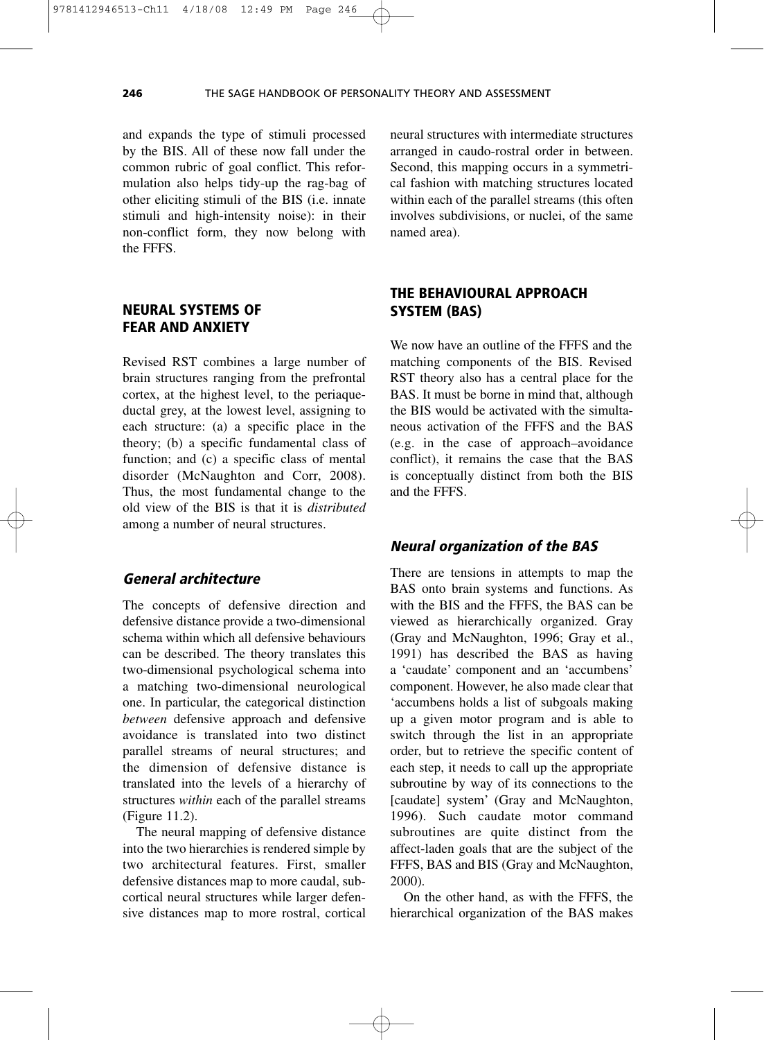and expands the type of stimuli processed by the BIS. All of these now fall under the common rubric of goal conflict. This reformulation also helps tidy-up the rag-bag of other eliciting stimuli of the BIS (i.e. innate stimuli and high-intensity noise): in their non-conflict form, they now belong with the FFFS.

## NEURAL SYSTEMS OF FEAR AND ANXIETY

Revised RST combines a large number of brain structures ranging from the prefrontal cortex, at the highest level, to the periaqueductal grey, at the lowest level, assigning to each structure: (a) a specific place in the theory; (b) a specific fundamental class of function; and (c) a specific class of mental disorder (McNaughton and Corr, 2008). Thus, the most fundamental change to the old view of the BIS is that it is *distributed* among a number of neural structures.

### *General architecture*

The concepts of defensive direction and defensive distance provide a two-dimensional schema within which all defensive behaviours can be described. The theory translates this two-dimensional psychological schema into a matching two-dimensional neurological one. In particular, the categorical distinction *between* defensive approach and defensive avoidance is translated into two distinct parallel streams of neural structures; and the dimension of defensive distance is translated into the levels of a hierarchy of structures *within* each of the parallel streams (Figure 11.2).

The neural mapping of defensive distance into the two hierarchies is rendered simple by two architectural features. First, smaller defensive distances map to more caudal, subcortical neural structures while larger defensive distances map to more rostral, cortical neural structures with intermediate structures arranged in caudo-rostral order in between. Second, this mapping occurs in a symmetrical fashion with matching structures located within each of the parallel streams (this often involves subdivisions, or nuclei, of the same named area).

## THE BEHAVIOURAL APPROACH SYSTEM (BAS)

We now have an outline of the FFFS and the matching components of the BIS. Revised RST theory also has a central place for the BAS. It must be borne in mind that, although the BIS would be activated with the simultaneous activation of the FFFS and the BAS (e.g. in the case of approach–avoidance conflict), it remains the case that the BAS is conceptually distinct from both the BIS and the FFFS.

### *Neural organization of the BAS*

There are tensions in attempts to map the BAS onto brain systems and functions. As with the BIS and the FFFS, the BAS can be viewed as hierarchically organized. Gray (Gray and McNaughton, 1996; Gray et al., 1991) has described the BAS as having a 'caudate' component and an 'accumbens' component. However, he also made clear that 'accumbens holds a list of subgoals making up a given motor program and is able to switch through the list in an appropriate order, but to retrieve the specific content of each step, it needs to call up the appropriate subroutine by way of its connections to the [caudate] system' (Gray and McNaughton, 1996). Such caudate motor command subroutines are quite distinct from the affect-laden goals that are the subject of the FFFS, BAS and BIS (Gray and McNaughton, 2000).

On the other hand, as with the FFFS, the hierarchical organization of the BAS makes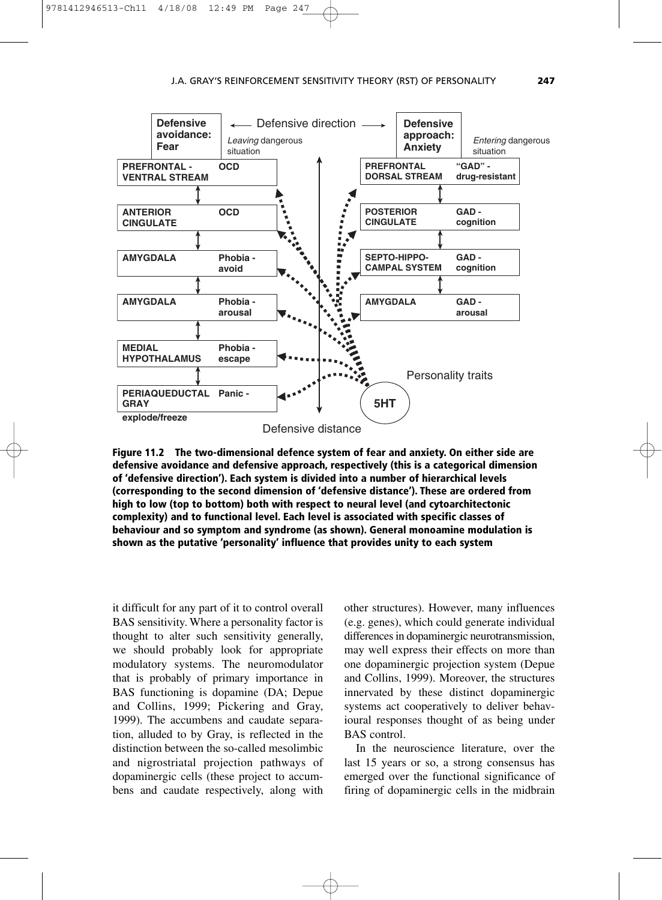| Defensive avoidance: Fear | ← Defensive direction → | Defensive approach: Anxiety |
| --- | --- | --- |
| *Leaving* dangerous situation | | *Entering* dangerous situation |
| **PREFRONTAL - VENTRAL STREAM** — **OCD** | | **PREFRONTAL DORSAL STREAM** — **"GAD" - drug-resistant** |
| **ANTERIOR CINGULATE** — **OCD** | | **POSTERIOR CINGULATE** — **GAD - cognition** |
| **AMYGDALA** — **Phobia - avoid** | | **SEPTO-HIPPO-CAMPAL SYSTEM** — **GAD - cognition** |
| **AMYGDALA** — **Phobia - arousal** | | **AMYGDALA** — **GAD - arousal** |
| **MEDIAL HYPOTHALAMUS** — **Phobia - escape** | | Personality traits |
| **PERIAQUEDUCTAL GRAY** — **Panic - explode/freeze** | Defensive distance | **5HT** |

**Figure 11.2 The two-dimensional defence system of fear and anxiety. On either side are defensive avoidance and defensive approach, respectively (this is a categorical dimension of 'defensive direction'). Each system is divided into a number of hierarchical levels (corresponding to the second dimension of 'defensive distance'). These are ordered from high to low (top to bottom) both with respect to neural level (and cytoarchitectonic complexity) and to functional level. Each level is associated with specific classes of behaviour and so symptom and syndrome (as shown). General monoamine modulation is shown as the putative 'personality' influence that provides unity to each system**

it difficult for any part of it to control overall BAS sensitivity. Where a personality factor is thought to alter such sensitivity generally, we should probably look for appropriate modulatory systems. The neuromodulator that is probably of primary importance in BAS functioning is dopamine (DA; Depue and Collins, 1999; Pickering and Gray, 1999). The accumbens and caudate separation, alluded to by Gray, is reflected in the distinction between the so-called mesolimbic and nigrostriatal projection pathways of dopaminergic cells (these project to accumbens and caudate respectively, along with other structures). However, many influences (e.g. genes), which could generate individual differences in dopaminergic neurotransmission, may well express their effects on more than one dopaminergic projection system (Depue and Collins, 1999). Moreover, the structures innervated by these distinct dopaminergic systems act cooperatively to deliver behavioural responses thought of as being under BAS control.

In the neuroscience literature, over the last 15 years or so, a strong consensus has emerged over the functional significance of firing of dopaminergic cells in the midbrain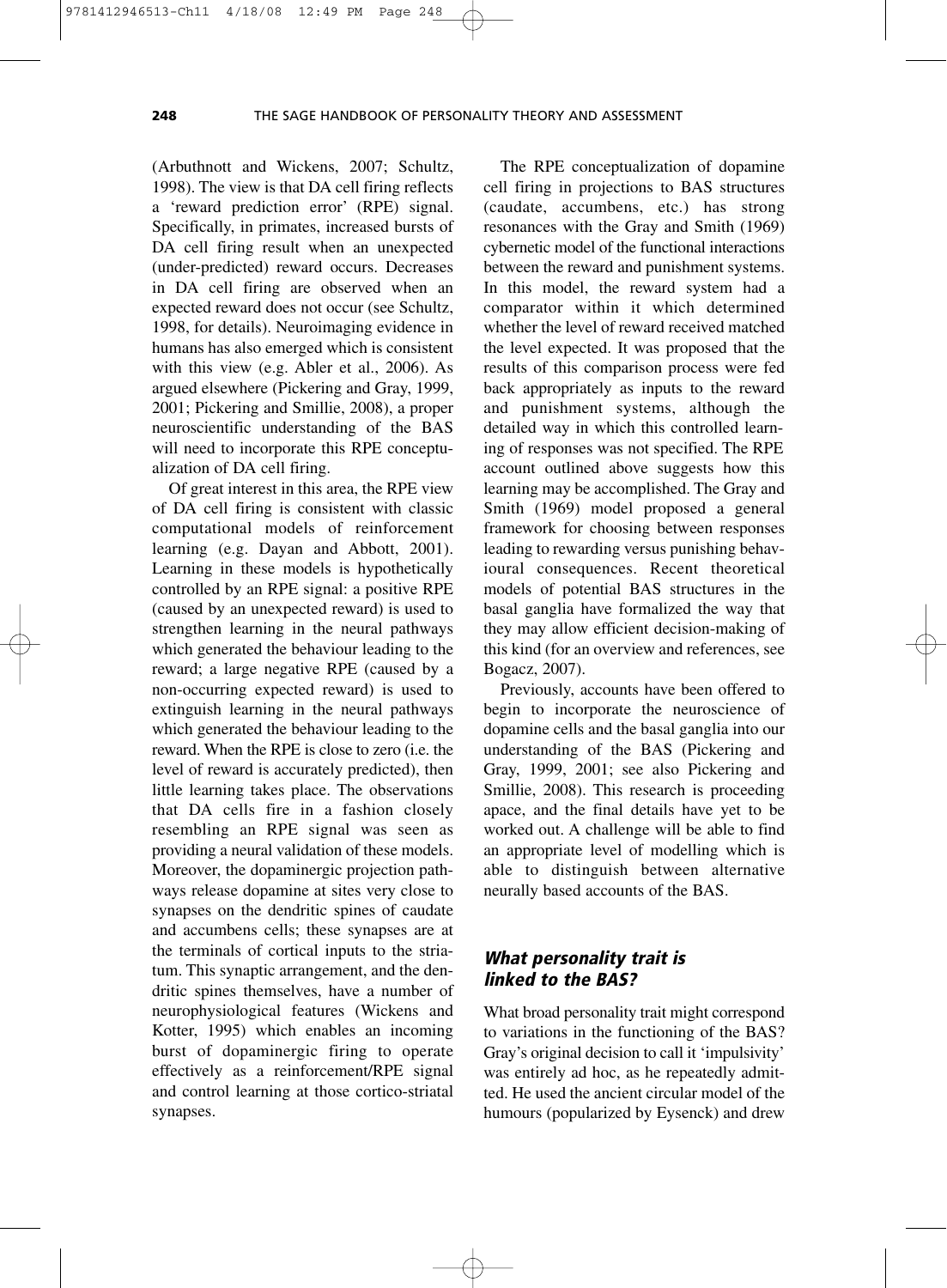(Arbuthnott and Wickens, 2007; Schultz, 1998). The view is that DA cell firing reflects a 'reward prediction error' (RPE) signal. Specifically, in primates, increased bursts of DA cell firing result when an unexpected (under-predicted) reward occurs. Decreases in DA cell firing are observed when an expected reward does not occur (see Schultz, 1998, for details). Neuroimaging evidence in humans has also emerged which is consistent with this view (e.g. Abler et al., 2006). As argued elsewhere (Pickering and Gray, 1999, 2001; Pickering and Smillie, 2008), a proper neuroscientific understanding of the BAS will need to incorporate this RPE conceptualization of DA cell firing.

Of great interest in this area, the RPE view of DA cell firing is consistent with classic computational models of reinforcement learning (e.g. Dayan and Abbott, 2001). Learning in these models is hypothetically controlled by an RPE signal: a positive RPE (caused by an unexpected reward) is used to strengthen learning in the neural pathways which generated the behaviour leading to the reward; a large negative RPE (caused by a non-occurring expected reward) is used to extinguish learning in the neural pathways which generated the behaviour leading to the reward. When the RPE is close to zero (i.e. the level of reward is accurately predicted), then little learning takes place. The observations that DA cells fire in a fashion closely resembling an RPE signal was seen as providing a neural validation of these models. Moreover, the dopaminergic projection pathways release dopamine at sites very close to synapses on the dendritic spines of caudate and accumbens cells; these synapses are at the terminals of cortical inputs to the striatum. This synaptic arrangement, and the dendritic spines themselves, have a number of neurophysiological features (Wickens and Kotter, 1995) which enables an incoming burst of dopaminergic firing to operate effectively as a reinforcement/RPE signal and control learning at those cortico-striatal synapses.

The RPE conceptualization of dopamine cell firing in projections to BAS structures (caudate, accumbens, etc.) has strong resonances with the Gray and Smith (1969) cybernetic model of the functional interactions between the reward and punishment systems. In this model, the reward system had a comparator within it which determined whether the level of reward received matched the level expected. It was proposed that the results of this comparison process were fed back appropriately as inputs to the reward and punishment systems, although the detailed way in which this controlled learning of responses was not specified. The RPE account outlined above suggests how this learning may be accomplished. The Gray and Smith (1969) model proposed a general framework for choosing between responses leading to rewarding versus punishing behavioural consequences. Recent theoretical models of potential BAS structures in the basal ganglia have formalized the way that they may allow efficient decision-making of this kind (for an overview and references, see Bogacz, 2007).

Previously, accounts have been offered to begin to incorporate the neuroscience of dopamine cells and the basal ganglia into our understanding of the BAS (Pickering and Gray, 1999, 2001; see also Pickering and Smillie, 2008). This research is proceeding apace, and the final details have yet to be worked out. A challenge will be able to find an appropriate level of modelling which is able to distinguish between alternative neurally based accounts of the BAS.

### *What personality trait is linked to the BAS?*

What broad personality trait might correspond to variations in the functioning of the BAS? Gray's original decision to call it 'impulsivity' was entirely ad hoc, as he repeatedly admitted. He used the ancient circular model of the humours (popularized by Eysenck) and drew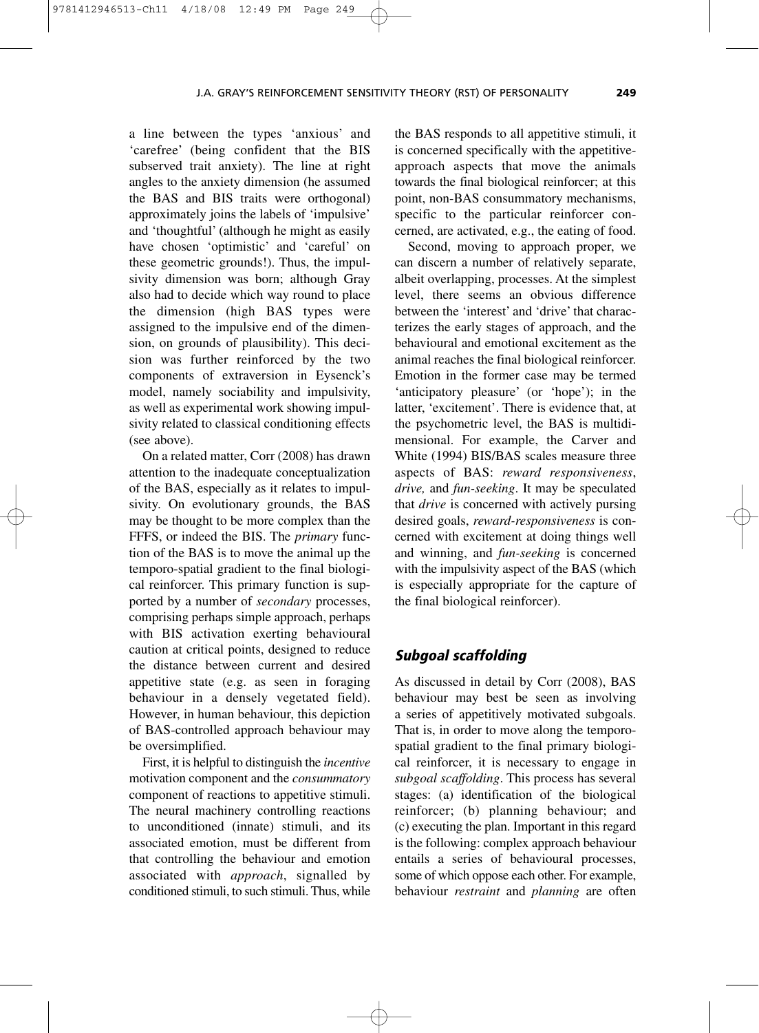a line between the types 'anxious' and 'carefree' (being confident that the BIS subserved trait anxiety). The line at right angles to the anxiety dimension (he assumed the BAS and BIS traits were orthogonal) approximately joins the labels of 'impulsive' and 'thoughtful' (although he might as easily have chosen 'optimistic' and 'careful' on these geometric grounds!). Thus, the impulsivity dimension was born; although Gray also had to decide which way round to place the dimension (high BAS types were assigned to the impulsive end of the dimension, on grounds of plausibility). This decision was further reinforced by the two components of extraversion in Eysenck's model, namely sociability and impulsivity, as well as experimental work showing impulsivity related to classical conditioning effects (see above).

On a related matter, Corr (2008) has drawn attention to the inadequate conceptualization of the BAS, especially as it relates to impulsivity. On evolutionary grounds, the BAS may be thought to be more complex than the FFFS, or indeed the BIS. The *primary* function of the BAS is to move the animal up the temporo-spatial gradient to the final biological reinforcer. This primary function is supported by a number of *secondary* processes, comprising perhaps simple approach, perhaps with BIS activation exerting behavioural caution at critical points, designed to reduce the distance between current and desired appetitive state (e.g. as seen in foraging behaviour in a densely vegetated field). However, in human behaviour, this depiction of BAS-controlled approach behaviour may be oversimplified.

First, it is helpful to distinguish the *incentive* motivation component and the *consummatory* component of reactions to appetitive stimuli. The neural machinery controlling reactions to unconditioned (innate) stimuli, and its associated emotion, must be different from that controlling the behaviour and emotion associated with *approach*, signalled by conditioned stimuli, to such stimuli. Thus, while the BAS responds to all appetitive stimuli, it is concerned specifically with the appetitive-approach aspects that move the animals towards the final biological reinforcer; at this point, non-BAS consummatory mechanisms, specific to the particular reinforcer concerned, are activated, e.g., the eating of food.

Second, moving to approach proper, we can discern a number of relatively separate, albeit overlapping, processes. At the simplest level, there seems an obvious difference between the 'interest' and 'drive' that characterizes the early stages of approach, and the behavioural and emotional excitement as the animal reaches the final biological reinforcer. Emotion in the former case may be termed 'anticipatory pleasure' (or 'hope'); in the latter, 'excitement'. There is evidence that, at the psychometric level, the BAS is multidimensional. For example, the Carver and White (1994) BIS/BAS scales measure three aspects of BAS: *reward responsiveness*, *drive,* and *fun-seeking*. It may be speculated that *drive* is concerned with actively pursing desired goals, *reward-responsiveness* is concerned with excitement at doing things well and winning, and *fun-seeking* is concerned with the impulsivity aspect of the BAS (which is especially appropriate for the capture of the final biological reinforcer).

### Subgoal scaffolding

As discussed in detail by Corr (2008), BAS behaviour may best be seen as involving a series of appetitively motivated subgoals. That is, in order to move along the temporo-spatial gradient to the final primary biological reinforcer, it is necessary to engage in *subgoal scaffolding*. This process has several stages: (a) identification of the biological reinforcer; (b) planning behaviour; and (c) executing the plan. Important in this regard is the following: complex approach behaviour entails a series of behavioural processes, some of which oppose each other. For example, behaviour *restraint* and *planning* are often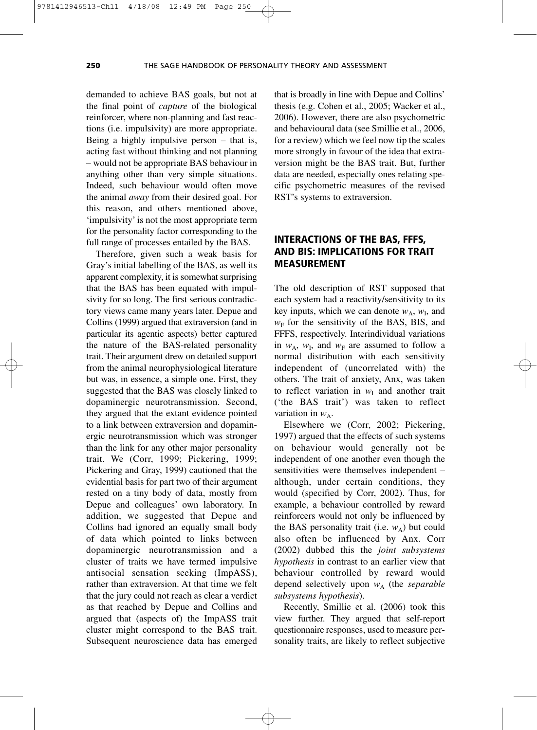demanded to achieve BAS goals, but not at the final point of *capture* of the biological reinforcer, where non-planning and fast reactions (i.e. impulsivity) are more appropriate. Being a highly impulsive person – that is, acting fast without thinking and not planning – would not be appropriate BAS behaviour in anything other than very simple situations. Indeed, such behaviour would often move the animal *away* from their desired goal. For this reason, and others mentioned above, 'impulsivity' is not the most appropriate term for the personality factor corresponding to the full range of processes entailed by the BAS.

Therefore, given such a weak basis for Gray's initial labelling of the BAS, as well its apparent complexity, it is somewhat surprising that the BAS has been equated with impulsivity for so long. The first serious contradictory views came many years later. Depue and Collins (1999) argued that extraversion (and in particular its agentic aspects) better captured the nature of the BAS-related personality trait. Their argument drew on detailed support from the animal neurophysiological literature but was, in essence, a simple one. First, they suggested that the BAS was closely linked to dopaminergic neurotransmission. Second, they argued that the extant evidence pointed to a link between extraversion and dopaminergic neurotransmission which was stronger than the link for any other major personality trait. We (Corr, 1999; Pickering, 1999; Pickering and Gray, 1999) cautioned that the evidential basis for part two of their argument rested on a tiny body of data, mostly from Depue and colleagues' own laboratory. In addition, we suggested that Depue and Collins had ignored an equally small body of data which pointed to links between dopaminergic neurotransmission and a cluster of traits we have termed impulsive antisocial sensation seeking (ImpASS), rather than extraversion. At that time we felt that the jury could not reach as clear a verdict as that reached by Depue and Collins and argued that (aspects of) the ImpASS trait cluster might correspond to the BAS trait. Subsequent neuroscience data has emerged that is broadly in line with Depue and Collins' thesis (e.g. Cohen et al., 2005; Wacker et al., 2006). However, there are also psychometric and behavioural data (see Smillie et al., 2006, for a review) which we feel now tip the scales more strongly in favour of the idea that extraversion might be the BAS trait. But, further data are needed, especially ones relating specific psychometric measures of the revised RST's systems to extraversion.

## INTERACTIONS OF THE BAS, FFFS, AND BIS: IMPLICATIONS FOR TRAIT MEASUREMENT

The old description of RST supposed that each system had a reactivity/sensitivity to its key inputs, which we can denote $w_A$, $w_I$, and $w_F$ for the sensitivity of the BAS, BIS, and FFFS, respectively. Interindividual variations in $w_A$, $w_I$, and $w_F$ are assumed to follow a normal distribution with each sensitivity independent of (uncorrelated with) the others. The trait of anxiety, Anx, was taken to reflect variation in $w_I$ and another trait ('the BAS trait') was taken to reflect variation in $w_A$.

Elsewhere we (Corr, 2002; Pickering, 1997) argued that the effects of such systems on behaviour would generally not be independent of one another even though the sensitivities were themselves independent – although, under certain conditions, they would (specified by Corr, 2002). Thus, for example, a behaviour controlled by reward reinforcers would not only be influenced by the BAS personality trait (i.e. $w_A$) but could also often be influenced by Anx. Corr (2002) dubbed this the *joint subsystems hypothesis* in contrast to an earlier view that behaviour controlled by reward would depend selectively upon $w_A$ (the *separable subsystems hypothesis*).

Recently, Smillie et al. (2006) took this view further. They argued that self-report questionnaire responses, used to measure personality traits, are likely to reflect subjective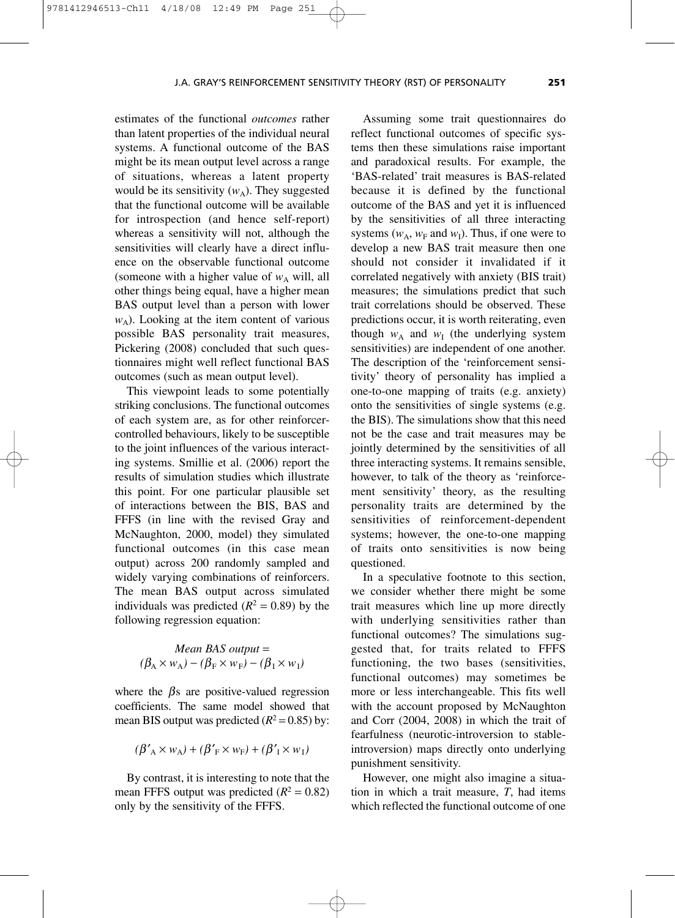estimates of the functional *outcomes* rather than latent properties of the individual neural systems. A functional outcome of the BAS might be its mean output level across a range of situations, whereas a latent property would be its sensitivity ($w_A$). They suggested that the functional outcome will be available for introspection (and hence self-report) whereas a sensitivity will not, although the sensitivities will clearly have a direct influence on the observable functional outcome (someone with a higher value of $w_A$ will, all other things being equal, have a higher mean BAS output level than a person with lower $w_A$). Looking at the item content of various possible BAS personality trait measures, Pickering (2008) concluded that such questionnaires might well reflect functional BAS outcomes (such as mean output level).

This viewpoint leads to some potentially striking conclusions. The functional outcomes of each system are, as for other reinforcer-controlled behaviours, likely to be susceptible to the joint influences of the various interacting systems. Smillie et al. (2006) report the results of simulation studies which illustrate this point. For one particular plausible set of interactions between the BIS, BAS and FFFS (in line with the revised Gray and McNaughton, 2000, model) they simulated functional outcomes (in this case mean output) across 200 randomly sampled and widely varying combinations of reinforcers. The mean BAS output across simulated individuals was predicted ($R^2 = 0.89$) by the following regression equation:

$$\textit{Mean BAS output} = (\beta_A \times w_A) - (\beta_F \times w_F) - (\beta_I \times w_I)$$

where the $\beta$s are positive-valued regression coefficients. The same model showed that mean BIS output was predicted ($R^2 = 0.85$) by:

$$(\beta'_A \times w_A) + (\beta'_F \times w_F) + (\beta'_I \times w_I)$$

By contrast, it is interesting to note that the mean FFFS output was predicted ($R^2 = 0.82$) only by the sensitivity of the FFFS.

Assuming some trait questionnaires do reflect functional outcomes of specific systems then these simulations raise important and paradoxical results. For example, the 'BAS-related' trait measures is BAS-related because it is defined by the functional outcome of the BAS and yet it is influenced by the sensitivities of all three interacting systems ($w_A$, $w_F$ and $w_I$). Thus, if one were to develop a new BAS trait measure then one should not consider it invalidated if it correlated negatively with anxiety (BIS trait) measures; the simulations predict that such trait correlations should be observed. These predictions occur, it is worth reiterating, even though $w_A$ and $w_I$ (the underlying system sensitivities) are independent of one another. The description of the 'reinforcement sensitivity' theory of personality has implied a one-to-one mapping of traits (e.g. anxiety) onto the sensitivities of single systems (e.g. the BIS). The simulations show that this need not be the case and trait measures may be jointly determined by the sensitivities of all three interacting systems. It remains sensible, however, to talk of the theory as 'reinforcement sensitivity' theory, as the resulting personality traits are determined by the sensitivities of reinforcement-dependent systems; however, the one-to-one mapping of traits onto sensitivities is now being questioned.

In a speculative footnote to this section, we consider whether there might be some trait measures which line up more directly with underlying sensitivities rather than functional outcomes? The simulations suggested that, for traits related to FFFS functioning, the two bases (sensitivities, functional outcomes) may sometimes be more or less interchangeable. This fits well with the account proposed by McNaughton and Corr (2004, 2008) in which the trait of fearfulness (neurotic-introversion to stable-introversion) maps directly onto underlying punishment sensitivity.

However, one might also imagine a situation in which a trait measure, *T*, had items which reflected the functional outcome of one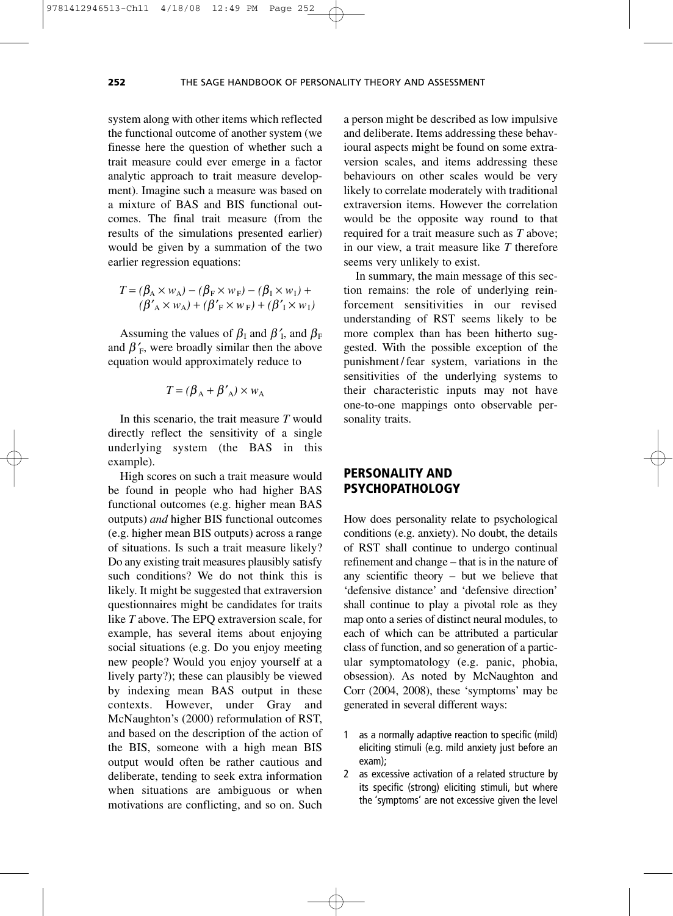system along with other items which reflected the functional outcome of another system (we finesse here the question of whether such a trait measure could ever emerge in a factor analytic approach to trait measure development). Imagine such a measure was based on a mixture of BAS and BIS functional outcomes. The final trait measure (from the results of the simulations presented earlier) would be given by a summation of the two earlier regression equations:

$$T = (\beta_A \times w_A) - (\beta_F \times w_F) - (\beta_I \times w_I) + (\beta'_A \times w_A) + (\beta'_F \times w_F) + (\beta'_I \times w_I)$$

Assuming the values of $\beta_I$ and $\beta'_I$, and $\beta_F$ and $\beta'_F$, were broadly similar then the above equation would approximately reduce to

$$T = (\beta_A + \beta'_A) \times w_A$$

In this scenario, the trait measure $T$ would directly reflect the sensitivity of a single underlying system (the BAS in this example).

High scores on such a trait measure would be found in people who had higher BAS functional outcomes (e.g. higher mean BAS outputs) *and* higher BIS functional outcomes (e.g. higher mean BIS outputs) across a range of situations. Is such a trait measure likely? Do any existing trait measures plausibly satisfy such conditions? We do not think this is likely. It might be suggested that extraversion questionnaires might be candidates for traits like $T$ above. The EPQ extraversion scale, for example, has several items about enjoying social situations (e.g. Do you enjoy meeting new people? Would you enjoy yourself at a lively party?); these can plausibly be viewed by indexing mean BAS output in these contexts. However, under Gray and McNaughton's (2000) reformulation of RST, and based on the description of the action of the BIS, someone with a high mean BIS output would often be rather cautious and deliberate, tending to seek extra information when situations are ambiguous or when motivations are conflicting, and so on. Such a person might be described as low impulsive and deliberate. Items addressing these behavioural aspects might be found on some extraversion scales, and items addressing these behaviours on other scales would be very likely to correlate moderately with traditional extraversion items. However the correlation would be the opposite way round to that required for a trait measure such as $T$ above; in our view, a trait measure like $T$ therefore seems very unlikely to exist.

In summary, the main message of this section remains: the role of underlying reinforcement sensitivities in our revised understanding of RST seems likely to be more complex than has been hitherto suggested. With the possible exception of the punishment/fear system, variations in the sensitivities of the underlying systems to their characteristic inputs may not have one-to-one mappings onto observable personality traits.

## PERSONALITY AND PSYCHOPATHOLOGY

How does personality relate to psychological conditions (e.g. anxiety). No doubt, the details of RST shall continue to undergo continual refinement and change – that is in the nature of any scientific theory – but we believe that 'defensive distance' and 'defensive direction' shall continue to play a pivotal role as they map onto a series of distinct neural modules, to each of which can be attributed a particular class of function, and so generation of a particular symptomatology (e.g. panic, phobia, obsession). As noted by McNaughton and Corr (2004, 2008), these 'symptoms' may be generated in several different ways:

1. as a normally adaptive reaction to specific (mild) eliciting stimuli (e.g. mild anxiety just before an exam);
2. as excessive activation of a related structure by its specific (strong) eliciting stimuli, but where the 'symptoms' are not excessive given the level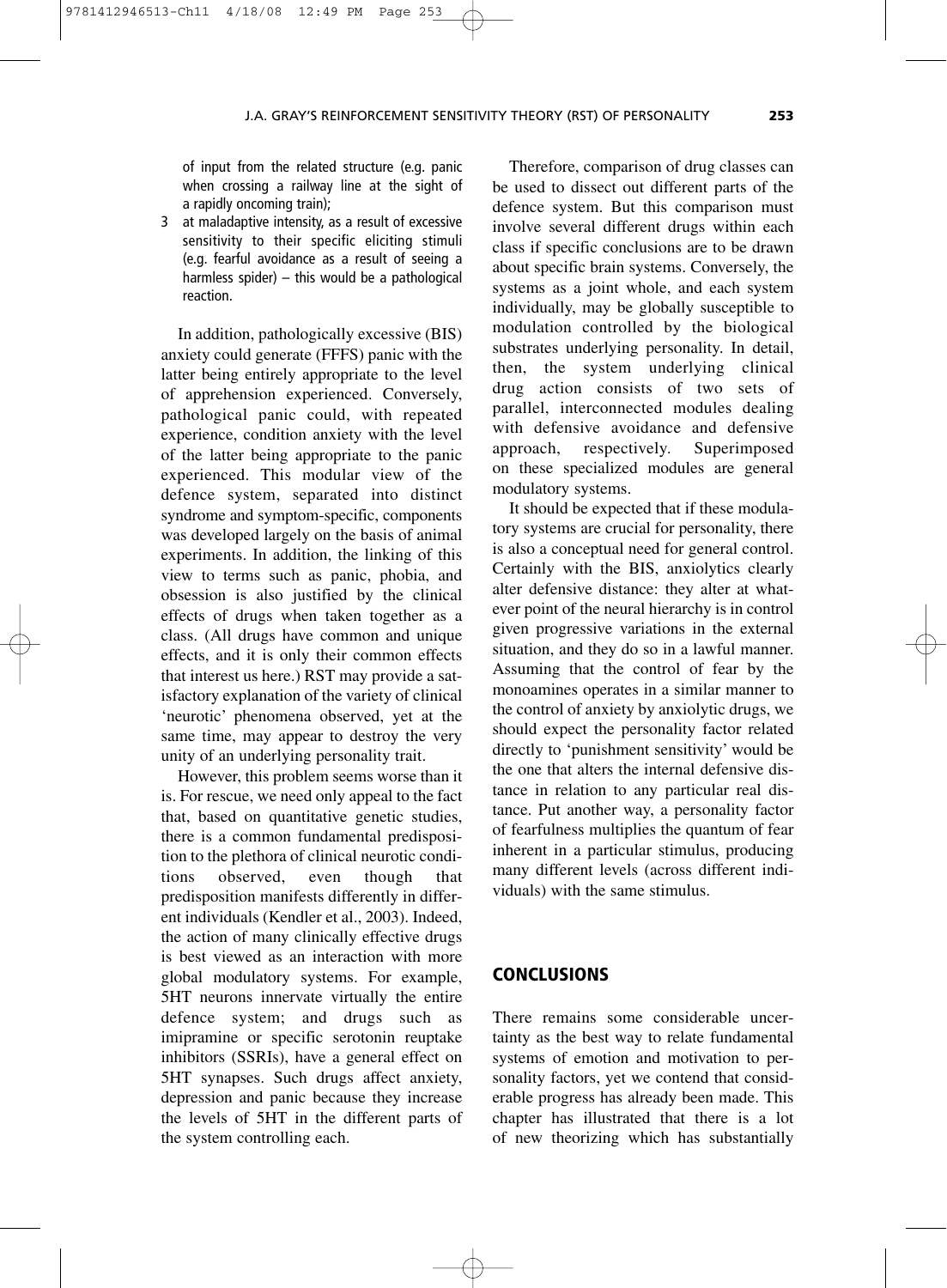of input from the related structure (e.g. panic when crossing a railway line at the sight of a rapidly oncoming train);

3 at maladaptive intensity, as a result of excessive sensitivity to their specific eliciting stimuli (e.g. fearful avoidance as a result of seeing a harmless spider) – this would be a pathological reaction.

In addition, pathologically excessive (BIS) anxiety could generate (FFFS) panic with the latter being entirely appropriate to the level of apprehension experienced. Conversely, pathological panic could, with repeated experience, condition anxiety with the level of the latter being appropriate to the panic experienced. This modular view of the defence system, separated into distinct syndrome and symptom-specific, components was developed largely on the basis of animal experiments. In addition, the linking of this view to terms such as panic, phobia, and obsession is also justified by the clinical effects of drugs when taken together as a class. (All drugs have common and unique effects, and it is only their common effects that interest us here.) RST may provide a satisfactory explanation of the variety of clinical 'neurotic' phenomena observed, yet at the same time, may appear to destroy the very unity of an underlying personality trait.

However, this problem seems worse than it is. For rescue, we need only appeal to the fact that, based on quantitative genetic studies, there is a common fundamental predisposition to the plethora of clinical neurotic conditions observed, even though that predisposition manifests differently in different individuals (Kendler et al., 2003). Indeed, the action of many clinically effective drugs is best viewed as an interaction with more global modulatory systems. For example, 5HT neurons innervate virtually the entire defence system; and drugs such as imipramine or specific serotonin reuptake inhibitors (SSRIs), have a general effect on 5HT synapses. Such drugs affect anxiety, depression and panic because they increase the levels of 5HT in the different parts of the system controlling each.

Therefore, comparison of drug classes can be used to dissect out different parts of the defence system. But this comparison must involve several different drugs within each class if specific conclusions are to be drawn about specific brain systems. Conversely, the systems as a joint whole, and each system individually, may be globally susceptible to modulation controlled by the biological substrates underlying personality. In detail, then, the system underlying clinical drug action consists of two sets of parallel, interconnected modules dealing with defensive avoidance and defensive approach, respectively. Superimposed on these specialized modules are general modulatory systems.

It should be expected that if these modulatory systems are crucial for personality, there is also a conceptual need for general control. Certainly with the BIS, anxiolytics clearly alter defensive distance: they alter at whatever point of the neural hierarchy is in control given progressive variations in the external situation, and they do so in a lawful manner. Assuming that the control of fear by the monoamines operates in a similar manner to the control of anxiety by anxiolytic drugs, we should expect the personality factor related directly to 'punishment sensitivity' would be the one that alters the internal defensive distance in relation to any particular real distance. Put another way, a personality factor of fearfulness multiplies the quantum of fear inherent in a particular stimulus, producing many different levels (across different individuals) with the same stimulus.

## CONCLUSIONS

There remains some considerable uncertainty as the best way to relate fundamental systems of emotion and motivation to personality factors, yet we contend that considerable progress has already been made. This chapter has illustrated that there is a lot of new theorizing which has substantially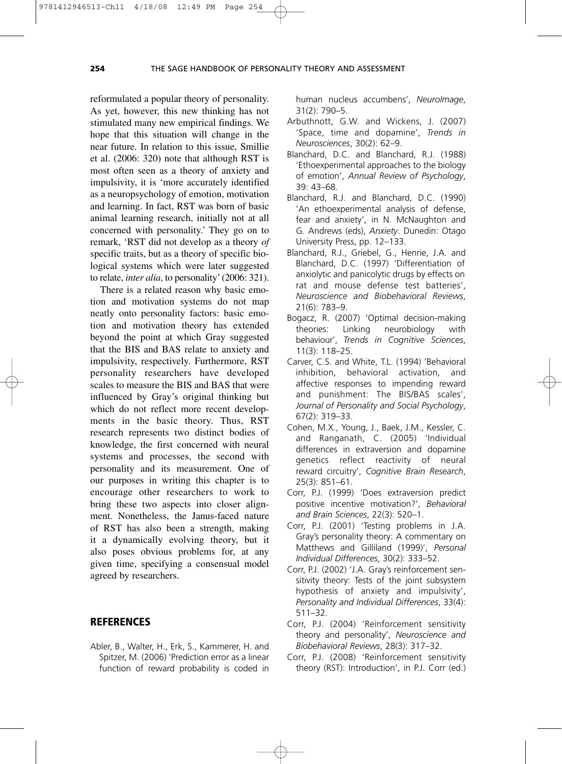reformulated a popular theory of personality. As yet, however, this new thinking has not stimulated many new empirical findings. We hope that this situation will change in the near future. In relation to this issue, Smillie et al. (2006: 320) note that although RST is most often seen as a theory of anxiety and impulsivity, it is 'more accurately identified as a neuropsychology of emotion, motivation and learning. In fact, RST was born of basic animal learning research, initially not at all concerned with personality.' They go on to remark, 'RST did not develop as a theory *of* specific traits, but as a theory of specific biological systems which were later suggested to relate, *inter alia*, to personality' (2006: 321).

There is a related reason why basic emotion and motivation systems do not map neatly onto personality factors: basic emotion and motivation theory has extended beyond the point at which Gray suggested that the BIS and BAS relate to anxiety and impulsivity, respectively. Furthermore, RST personality researchers have developed scales to measure the BIS and BAS that were influenced by Gray's original thinking but which do not reflect more recent developments in the basic theory. Thus, RST research represents two distinct bodies of knowledge, the first concerned with neural systems and processes, the second with personality and its measurement. One of our purposes in writing this chapter is to encourage other researchers to work to bring these two aspects into closer alignment. Nonetheless, the Janus-faced nature of RST has also been a strength, making it a dynamically evolving theory, but it also poses obvious problems for, at any given time, specifying a consensual model agreed by researchers.

## REFERENCES

Abler, B., Walter, H., Erk, S., Kammerer, H. and Spitzer, M. (2006) 'Prediction error as a linear function of reward probability is coded in human nucleus accumbens', *NeuroImage*, 31(2): 790–5.

Arbuthnott, G.W. and Wickens, J. (2007) 'Space, time and dopamine', *Trends in Neurosciences*, 30(2): 62–9.

Blanchard, D.C. and Blanchard, R.J. (1988) 'Ethoexperimental approaches to the biology of emotion', *Annual Review of Psychology*, 39: 43–68.

Blanchard, R.J. and Blanchard, D.C. (1990) 'An ethoexperimental analysis of defense, fear and anxiety', in N. McNaughton and G. Andrews (eds), *Anxiety*. Dunedin: Otago University Press, pp. 12–133.

Blanchard, R.J., Griebel, G., Henrie, J.A. and Blanchard, D.C. (1997) 'Differentiation of anxiolytic and panicolytic drugs by effects on rat and mouse defense test batteries', *Neuroscience and Biobehavioral Reviews*, 21(6): 783–9.

Bogacz, R. (2007) 'Optimal decision-making theories: Linking neurobiology with behaviour', *Trends in Cognitive Sciences*, 11(3): 118–25.

Carver, C.S. and White, T.L. (1994) 'Behavioral inhibition, behavioral activation, and affective responses to impending reward and punishment: The BIS/BAS scales', *Journal of Personality and Social Psychology*, 67(2): 319–33.

Cohen, M.X., Young, J., Baek, J.M., Kessler, C. and Ranganath, C. (2005) 'Individual differences in extraversion and dopamine genetics reflect reactivity of neural reward circuitry', *Cognitive Brain Research*, 25(3): 851–61.

Corr, P.J. (1999) 'Does extraversion predict positive incentive motivation?', *Behavioral and Brain Sciences*, 22(3): 520–1.

Corr, P.J. (2001) 'Testing problems in J.A. Gray's personality theory: A commentary on Matthews and Gilliland (1999)', *Personal Individual Differences*, 30(2): 333–52.

Corr, P.J. (2002) 'J.A. Gray's reinforcement sensitivity theory: Tests of the joint subsystem hypothesis of anxiety and impulsivity', *Personality and Individual Differences*, 33(4): 511–32.

Corr, P.J. (2004) 'Reinforcement sensitivity theory and personality', *Neuroscience and Biobehavioral Reviews*, 28(3): 317–32.

Corr, P.J. (2008) 'Reinforcement sensitivity theory (RST): Introduction', in P.J. Corr (ed.)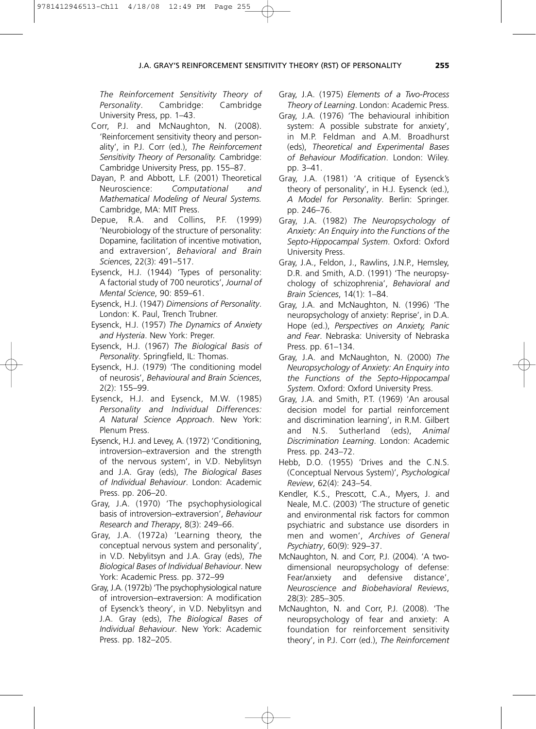*The Reinforcement Sensitivity Theory of Personality*. Cambridge: Cambridge University Press, pp. 1–43.

Corr, P.J. and McNaughton, N. (2008). 'Reinforcement sensitivity theory and personality', in P.J. Corr (ed.), *The Reinforcement Sensitivity Theory of Personality.* Cambridge: Cambridge University Press, pp. 155–87.

Dayan, P. and Abbott, L.F. (2001) Theoretical Neuroscience: *Computational and Mathematical Modeling of Neural Systems.* Cambridge, MA: MIT Press.

Depue, R.A. and Collins, P.F. (1999) 'Neurobiology of the structure of personality: Dopamine, facilitation of incentive motivation, and extraversion', *Behavioral and Brain Sciences*, 22(3): 491–517.

Eysenck, H.J. (1944) 'Types of personality: A factorial study of 700 neurotics', *Journal of Mental Science*, 90: 859–61.

Eysenck, H.J. (1947) *Dimensions of Personality*. London: K. Paul, Trench Trubner.

Eysenck, H.J. (1957) *The Dynamics of Anxiety and Hysteria*. New York: Preger.

Eysenck, H.J. (1967) *The Biological Basis of Personality*. Springfield, IL: Thomas.

Eysenck, H.J. (1979) 'The conditioning model of neurosis', *Behavioural and Brain Sciences*, 2(2): 155–99.

Eysenck, H.J. and Eysenck, M.W. (1985) *Personality and Individual Differences: A Natural Science Approach*. New York: Plenum Press.

Eysenck, H.J. and Levey, A. (1972) 'Conditioning, introversion–extraversion and the strength of the nervous system', in V.D. Nebylitsyn and J.A. Gray (eds), *The Biological Bases of Individual Behaviour*. London: Academic Press. pp. 206–20.

Gray, J.A. (1970) 'The psychophysiological basis of introversion–extraversion', *Behaviour Research and Therapy*, 8(3): 249–66.

Gray, J.A. (1972a) 'Learning theory, the conceptual nervous system and personality', in V.D. Nebylitsyn and J.A. Gray (eds), *The Biological Bases of Individual Behaviour*. New York: Academic Press. pp. 372–99

Gray, J.A. (1972b) 'The psychophysiological nature of introversion–extraversion: A modification of Eysenck's theory', in V.D. Nebylitsyn and J.A. Gray (eds), *The Biological Bases of Individual Behaviour*. New York: Academic Press. pp. 182–205.

Gray, J.A. (1975) *Elements of a Two-Process Theory of Learning*. London: Academic Press.

Gray, J.A. (1976) 'The behavioural inhibition system: A possible substrate for anxiety', in M.P. Feldman and A.M. Broadhurst (eds), *Theoretical and Experimental Bases of Behaviour Modification*. London: Wiley. pp. 3–41.

Gray, J.A. (1981) 'A critique of Eysenck's theory of personality', in H.J. Eysenck (ed.), *A Model for Personality*. Berlin: Springer. pp. 246–76.

Gray, J.A. (1982) *The Neuropsychology of Anxiety: An Enquiry into the Functions of the Septo-Hippocampal System*. Oxford: Oxford University Press.

Gray, J.A., Feldon, J., Rawlins, J.N.P., Hemsley, D.R. and Smith, A.D. (1991) 'The neuropsychology of schizophrenia', *Behavioral and Brain Sciences*, 14(1): 1–84.

Gray, J.A. and McNaughton, N. (1996) 'The neuropsychology of anxiety: Reprise', in D.A. Hope (ed.), *Perspectives on Anxiety, Panic and Fear*. Nebraska: University of Nebraska Press. pp. 61–134.

Gray, J.A. and McNaughton, N. (2000) *The Neuropsychology of Anxiety: An Enquiry into the Functions of the Septo-Hippocampal System*. Oxford: Oxford University Press.

Gray, J.A. and Smith, P.T. (1969) 'An arousal decision model for partial reinforcement and discrimination learning', in R.M. Gilbert and N.S. Sutherland (eds), *Animal Discrimination Learning*. London: Academic Press. pp. 243–72.

Hebb, D.O. (1955) 'Drives and the C.N.S. (Conceptual Nervous System)', *Psychological Review*, 62(4): 243–54.

Kendler, K.S., Prescott, C.A., Myers, J. and Neale, M.C. (2003) 'The structure of genetic and environmental risk factors for common psychiatric and substance use disorders in men and women', *Archives of General Psychiatry*, 60(9): 929–37.

McNaughton, N. and Corr, P.J. (2004). 'A two-dimensional neuropsychology of defense: Fear/anxiety and defensive distance', *Neuroscience and Biobehavioral Reviews*, 28(3): 285–305.

McNaughton, N. and Corr, P.J. (2008). 'The neuropsychology of fear and anxiety: A foundation for reinforcement sensitivity theory', in P.J. Corr (ed.), *The Reinforcement*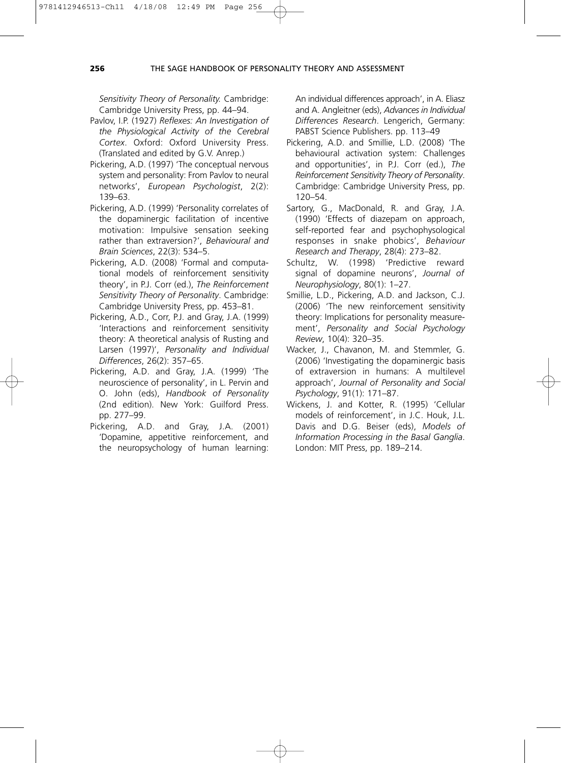*Sensitivity Theory of Personality.* Cambridge: Cambridge University Press, pp. 44–94.

Pavlov, I.P. (1927) *Reflexes: An Investigation of the Physiological Activity of the Cerebral Cortex*. Oxford: Oxford University Press. (Translated and edited by G.V. Anrep.)

Pickering, A.D. (1997) 'The conceptual nervous system and personality: From Pavlov to neural networks', *European Psychologist*, 2(2): 139–63.

Pickering, A.D. (1999) 'Personality correlates of the dopaminergic facilitation of incentive motivation: Impulsive sensation seeking rather than extraversion?', *Behavioural and Brain Sciences*, 22(3): 534–5.

Pickering, A.D. (2008) 'Formal and computational models of reinforcement sensitivity theory', in P.J. Corr (ed.), *The Reinforcement Sensitivity Theory of Personality*. Cambridge: Cambridge University Press, pp. 453–81.

Pickering, A.D., Corr, P.J. and Gray, J.A. (1999) 'Interactions and reinforcement sensitivity theory: A theoretical analysis of Rusting and Larsen (1997)', *Personality and Individual Differences*, 26(2): 357–65.

Pickering, A.D. and Gray, J.A. (1999) 'The neuroscience of personality', in L. Pervin and O. John (eds), *Handbook of Personality* (2nd edition). New York: Guilford Press. pp. 277–99.

Pickering, A.D. and Gray, J.A. (2001) 'Dopamine, appetitive reinforcement, and the neuropsychology of human learning: An individual differences approach', in A. Eliasz and A. Angleitner (eds), *Advances in Individual Differences Research*. Lengerich, Germany: PABST Science Publishers. pp. 113–49

Pickering, A.D. and Smillie, L.D. (2008) 'The behavioural activation system: Challenges and opportunities', in P.J. Corr (ed.), *The Reinforcement Sensitivity Theory of Personality*. Cambridge: Cambridge University Press, pp. 120–54.

Sartory, G., MacDonald, R. and Gray, J.A. (1990) 'Effects of diazepam on approach, self-reported fear and psychophysological responses in snake phobics', *Behaviour Research and Therapy*, 28(4): 273–82.

Schultz, W. (1998) 'Predictive reward signal of dopamine neurons', *Journal of Neurophysiology*, 80(1): 1–27.

Smillie, L.D., Pickering, A.D. and Jackson, C.J. (2006) 'The new reinforcement sensitivity theory: Implications for personality measurement', *Personality and Social Psychology Review*, 10(4): 320–35.

Wacker, J., Chavanon, M. and Stemmler, G. (2006) 'Investigating the dopaminergic basis of extraversion in humans: A multilevel approach', *Journal of Personality and Social Psychology*, 91(1): 171–87.

Wickens, J. and Kotter, R. (1995) 'Cellular models of reinforcement', in J.C. Houk, J.L. Davis and D.G. Beiser (eds), *Models of Information Processing in the Basal Ganglia*. London: MIT Press, pp. 189–214.